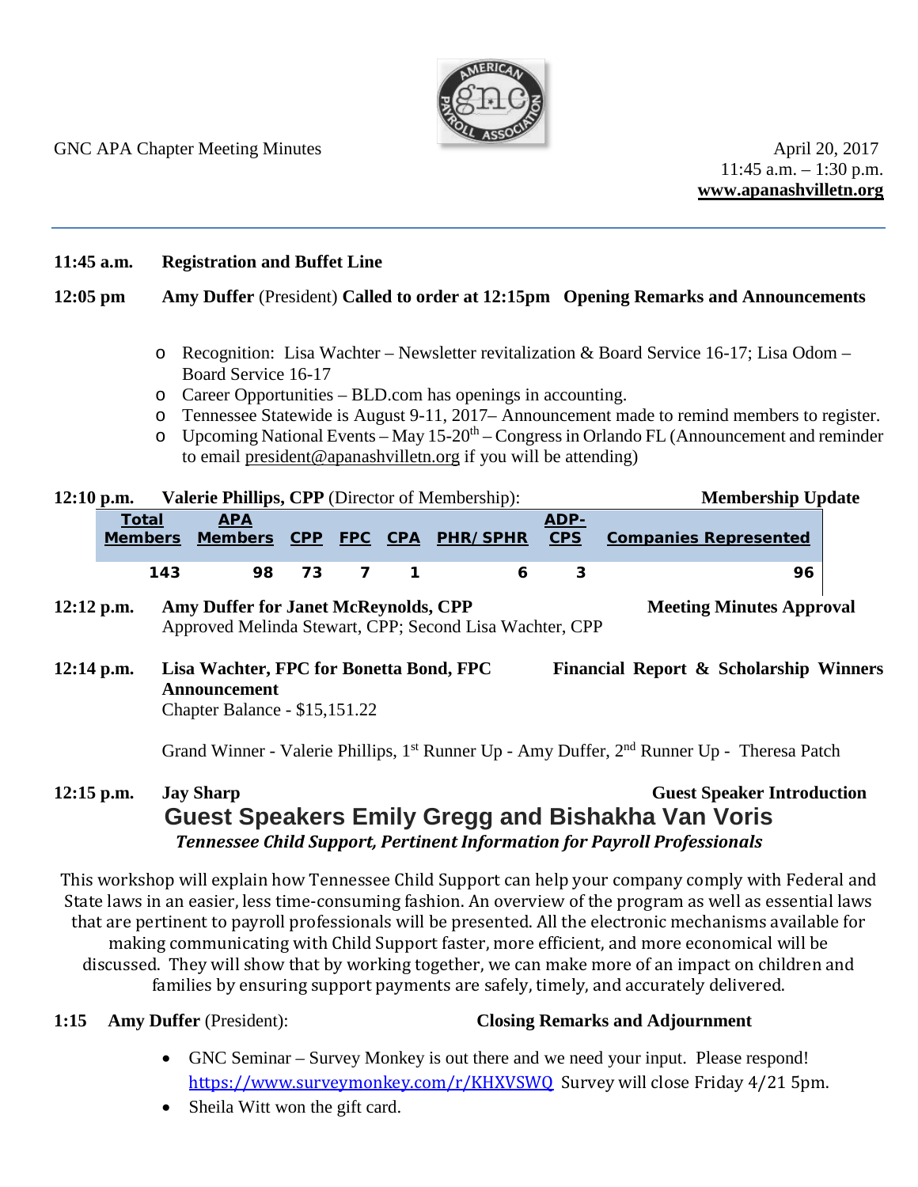GNC APA Chapter Meeting Minutes

April 20, 2017
11:45 a.m. – 1:30 p.m.
**www.apanashvilletn.org**

---

**11:45 a.m.** **Registration and Buffet Line**

**12:05 pm** **Amy Duffer** (President) **Called to order at 12:15pm Opening Remarks and Announcements**

- Recognition: Lisa Wachter – Newsletter revitalization & Board Service 16-17; Lisa Odom – Board Service 16-17
- Career Opportunities – BLD.com has openings in accounting.
- Tennessee Statewide is August 9-11, 2017– Announcement made to remind members to register.
- Upcoming National Events – May 15-20th – Congress in Orlando FL (Announcement and reminder to email president@apanashvilletn.org if you will be attending)

**12:10 p.m.** **Valerie Phillips, CPP** (Director of Membership): **Membership Update**

| Total Members | APA Members | CPP | FPC | CPA | PHR/SPHR | ADP-CPS | Companies Represented |
|---|---|---|---|---|---|---|---|
| 143 | 98 | 73 | 7 | 1 | 6 | 3 | 96 |

**12:12 p.m.** **Amy Duffer for Janet McReynolds, CPP** **Meeting Minutes Approval**
Approved Melinda Stewart, CPP; Second Lisa Wachter, CPP

**12:14 p.m.** **Lisa Wachter, FPC for Bonetta Bond, FPC** **Financial Report & Scholarship Winners Announcement**
Chapter Balance - $15,151.22

Grand Winner - Valerie Phillips, 1st Runner Up - Amy Duffer, 2nd Runner Up - Theresa Patch

**12:15 p.m.** **Jay Sharp** **Guest Speaker Introduction**

## Guest Speakers Emily Gregg and Bishakha Van Voris

***Tennessee Child Support, Pertinent Information for Payroll Professionals***

This workshop will explain how Tennessee Child Support can help your company comply with Federal and State laws in an easier, less time-consuming fashion. An overview of the program as well as essential laws that are pertinent to payroll professionals will be presented. All the electronic mechanisms available for making communicating with Child Support faster, more efficient, and more economical will be discussed. They will show that by working together, we can make more of an impact on children and families by ensuring support payments are safely, timely, and accurately delivered.

**1:15** **Amy Duffer** (President): **Closing Remarks and Adjournment**

- GNC Seminar – Survey Monkey is out there and we need your input. Please respond! https://www.surveymonkey.com/r/KHXVSWQ Survey will close Friday 4/21 5pm.
- Sheila Witt won the gift card.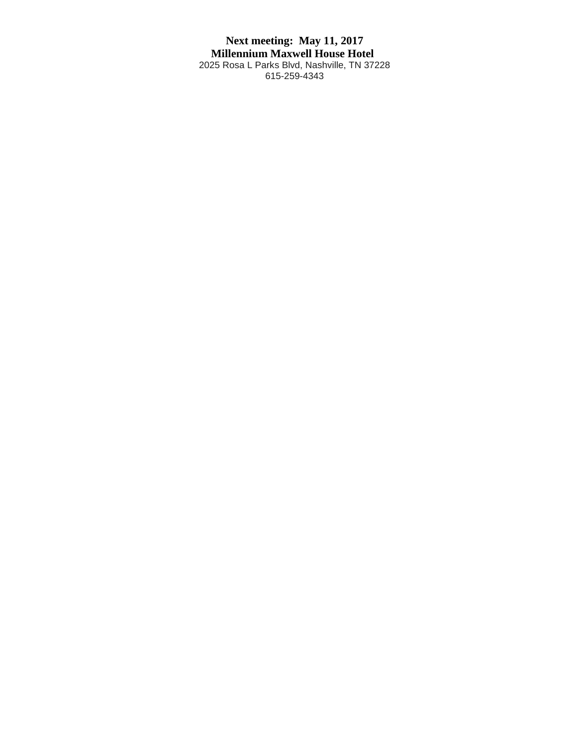**Next meeting: May 11, 2017**
**Millennium Maxwell House Hotel**
2025 Rosa L Parks Blvd, Nashville, TN 37228
615-259-4343